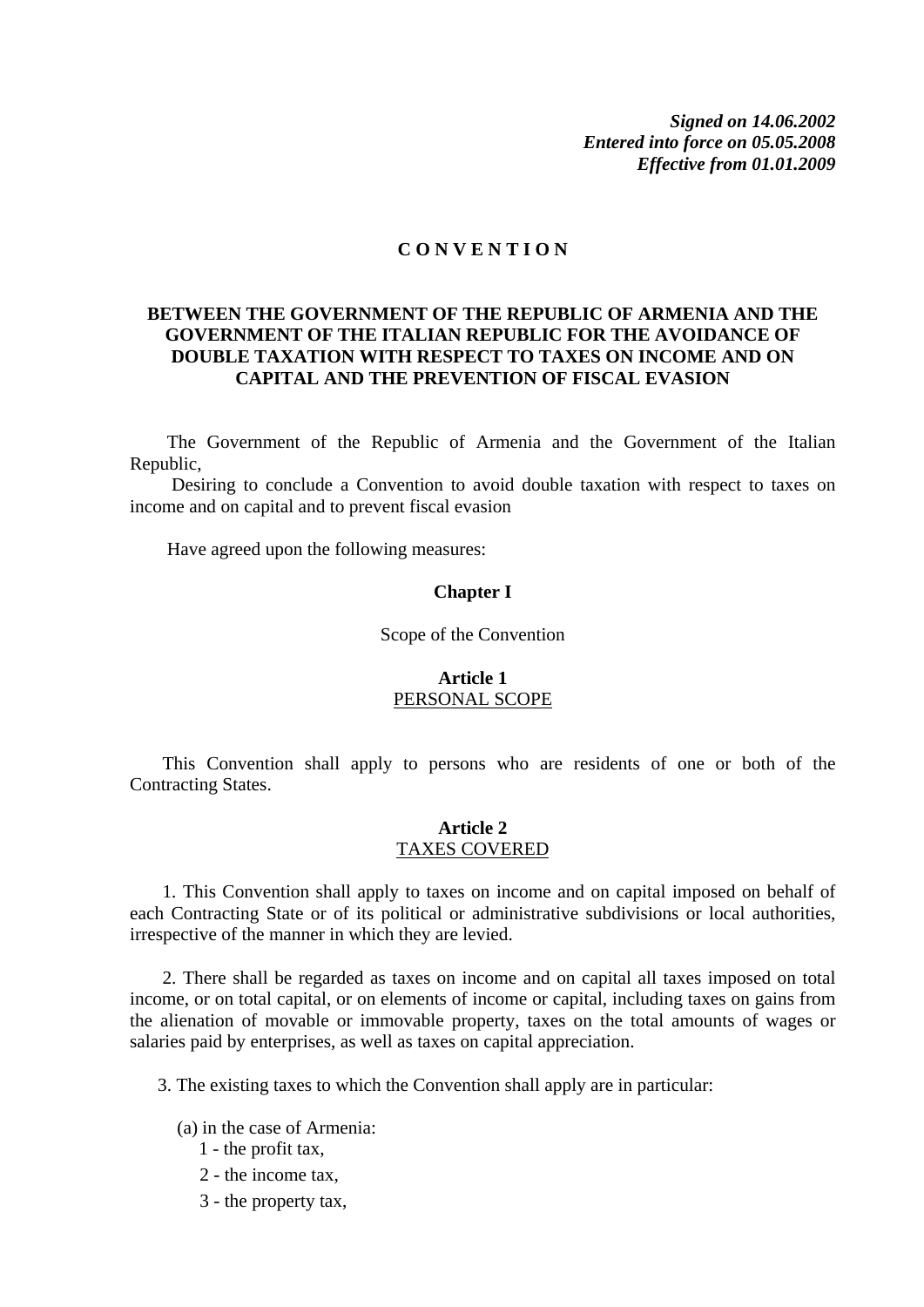***Signed on 14.06.2002***
***Entered into force on 05.05.2008***
***Effective from 01.01.2009***

# C O N V E N T I O N

## BETWEEN THE GOVERNMENT OF THE REPUBLIC OF ARMENIA AND THE GOVERNMENT OF THE ITALIAN REPUBLIC FOR THE AVOIDANCE OF DOUBLE TAXATION WITH RESPECT TO TAXES ON INCOME AND ON CAPITAL AND THE PREVENTION OF FISCAL EVASION

The Government of the Republic of Armenia and the Government of the Italian Republic,

Desiring to conclude a Convention to avoid double taxation with respect to taxes on income and on capital and to prevent fiscal evasion

Have agreed upon the following measures:

### Chapter I

Scope of the Convention

#### Article 1
PERSONAL SCOPE

This Convention shall apply to persons who are residents of one or both of the Contracting States.

#### Article 2
TAXES COVERED

1. This Convention shall apply to taxes on income and on capital imposed on behalf of each Contracting State or of its political or administrative subdivisions or local authorities, irrespective of the manner in which they are levied.

2. There shall be regarded as taxes on income and on capital all taxes imposed on total income, or on total capital, or on elements of income or capital, including taxes on gains from the alienation of movable or immovable property, taxes on the total amounts of wages or salaries paid by enterprises, as well as taxes on capital appreciation.

3. The existing taxes to which the Convention shall apply are in particular:

(a) in the case of Armenia:
   1 - the profit tax,
   2 - the income tax,
   3 - the property tax,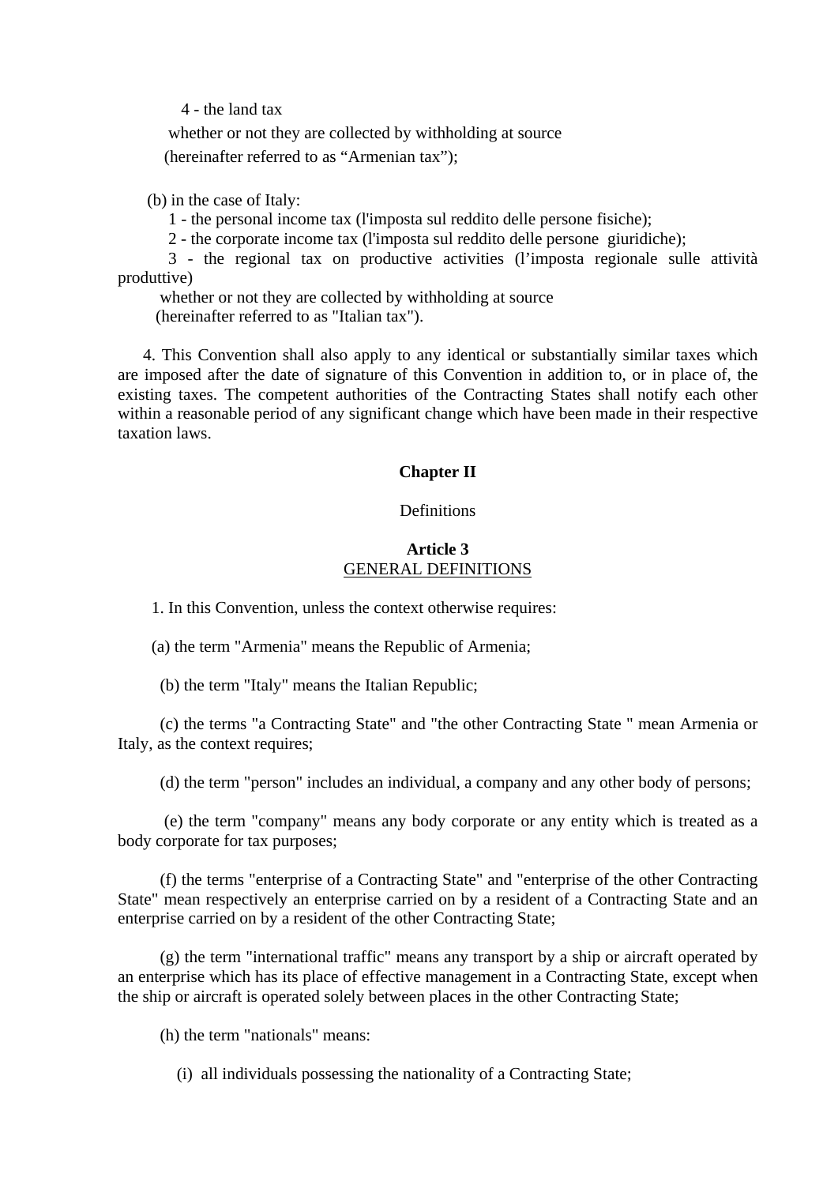4 - the land tax

whether or not they are collected by withholding at source

(hereinafter referred to as “Armenian tax”);

(b) in the case of Italy:

1 - the personal income tax (l'imposta sul reddito delle persone fisiche);

2 - the corporate income tax (l'imposta sul reddito delle persone giuridiche);

3 - the regional tax on productive activities (l’imposta regionale sulle attività produttive)

whether or not they are collected by withholding at source

(hereinafter referred to as "Italian tax").

4. This Convention shall also apply to any identical or substantially similar taxes which are imposed after the date of signature of this Convention in addition to, or in place of, the existing taxes. The competent authorities of the Contracting States shall notify each other within a reasonable period of any significant change which have been made in their respective taxation laws.

## Chapter II

Definitions

### Article 3
GENERAL DEFINITIONS

1. In this Convention, unless the context otherwise requires:

(a) the term "Armenia" means the Republic of Armenia;

(b) the term "Italy" means the Italian Republic;

(c) the terms "a Contracting State" and "the other Contracting State " mean Armenia or Italy, as the context requires;

(d) the term "person" includes an individual, a company and any other body of persons;

(e) the term "company" means any body corporate or any entity which is treated as a body corporate for tax purposes;

(f) the terms "enterprise of a Contracting State" and "enterprise of the other Contracting State" mean respectively an enterprise carried on by a resident of a Contracting State and an enterprise carried on by a resident of the other Contracting State;

(g) the term "international traffic" means any transport by a ship or aircraft operated by an enterprise which has its place of effective management in a Contracting State, except when the ship or aircraft is operated solely between places in the other Contracting State;

(h) the term "nationals" means:

(i) all individuals possessing the nationality of a Contracting State;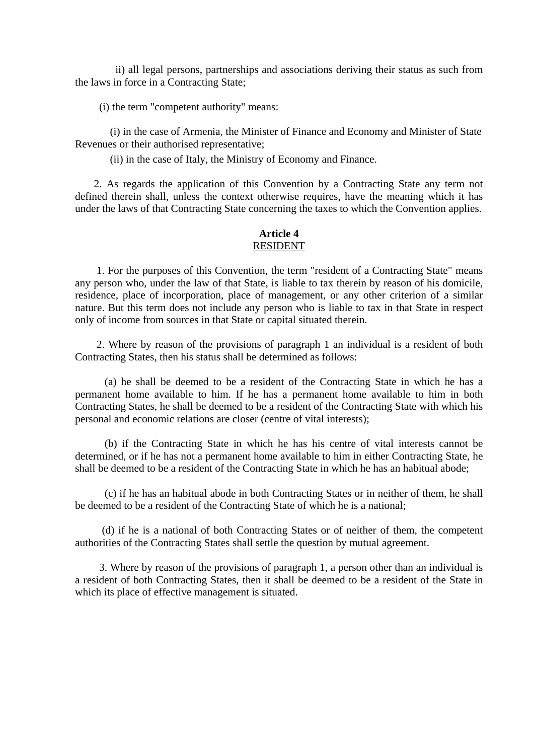ii) all legal persons, partnerships and associations deriving their status as such from the laws in force in a Contracting State;

(i) the term "competent authority" means:

(i) in the case of Armenia, the Minister of Finance and Economy and Minister of State Revenues or their authorised representative;

(ii) in the case of Italy, the Ministry of Economy and Finance.

2. As regards the application of this Convention by a Contracting State any term not defined therein shall, unless the context otherwise requires, have the meaning which it has under the laws of that Contracting State concerning the taxes to which the Convention applies.

## Article 4
## RESIDENT

1. For the purposes of this Convention, the term "resident of a Contracting State" means any person who, under the law of that State, is liable to tax therein by reason of his domicile, residence, place of incorporation, place of management, or any other criterion of a similar nature. But this term does not include any person who is liable to tax in that State in respect only of income from sources in that State or capital situated therein.

2. Where by reason of the provisions of paragraph 1 an individual is a resident of both Contracting States, then his status shall be determined as follows:

(a) he shall be deemed to be a resident of the Contracting State in which he has a permanent home available to him. If he has a permanent home available to him in both Contracting States, he shall be deemed to be a resident of the Contracting State with which his personal and economic relations are closer (centre of vital interests);

(b) if the Contracting State in which he has his centre of vital interests cannot be determined, or if he has not a permanent home available to him in either Contracting State, he shall be deemed to be a resident of the Contracting State in which he has an habitual abode;

(c) if he has an habitual abode in both Contracting States or in neither of them, he shall be deemed to be a resident of the Contracting State of which he is a national;

(d) if he is a national of both Contracting States or of neither of them, the competent authorities of the Contracting States shall settle the question by mutual agreement.

3. Where by reason of the provisions of paragraph 1, a person other than an individual is a resident of both Contracting States, then it shall be deemed to be a resident of the State in which its place of effective management is situated.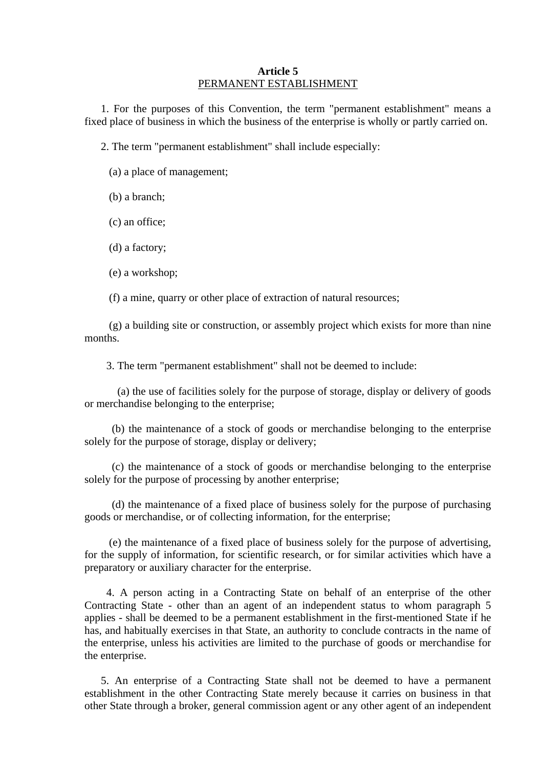**Article 5**
PERMANENT ESTABLISHMENT

1. For the purposes of this Convention, the term "permanent establishment" means a fixed place of business in which the business of the enterprise is wholly or partly carried on.

2. The term "permanent establishment" shall include especially:

(a) a place of management;

(b) a branch;

(c) an office;

(d) a factory;

(e) a workshop;

(f) a mine, quarry or other place of extraction of natural resources;

(g) a building site or construction, or assembly project which exists for more than nine months.

3. The term "permanent establishment" shall not be deemed to include:

(a) the use of facilities solely for the purpose of storage, display or delivery of goods or merchandise belonging to the enterprise;

(b) the maintenance of a stock of goods or merchandise belonging to the enterprise solely for the purpose of storage, display or delivery;

(c) the maintenance of a stock of goods or merchandise belonging to the enterprise solely for the purpose of processing by another enterprise;

(d) the maintenance of a fixed place of business solely for the purpose of purchasing goods or merchandise, or of collecting information, for the enterprise;

(e) the maintenance of a fixed place of business solely for the purpose of advertising, for the supply of information, for scientific research, or for similar activities which have a preparatory or auxiliary character for the enterprise.

4. A person acting in a Contracting State on behalf of an enterprise of the other Contracting State - other than an agent of an independent status to whom paragraph 5 applies - shall be deemed to be a permanent establishment in the first-mentioned State if he has, and habitually exercises in that State, an authority to conclude contracts in the name of the enterprise, unless his activities are limited to the purchase of goods or merchandise for the enterprise.

5. An enterprise of a Contracting State shall not be deemed to have a permanent establishment in the other Contracting State merely because it carries on business in that other State through a broker, general commission agent or any other agent of an independent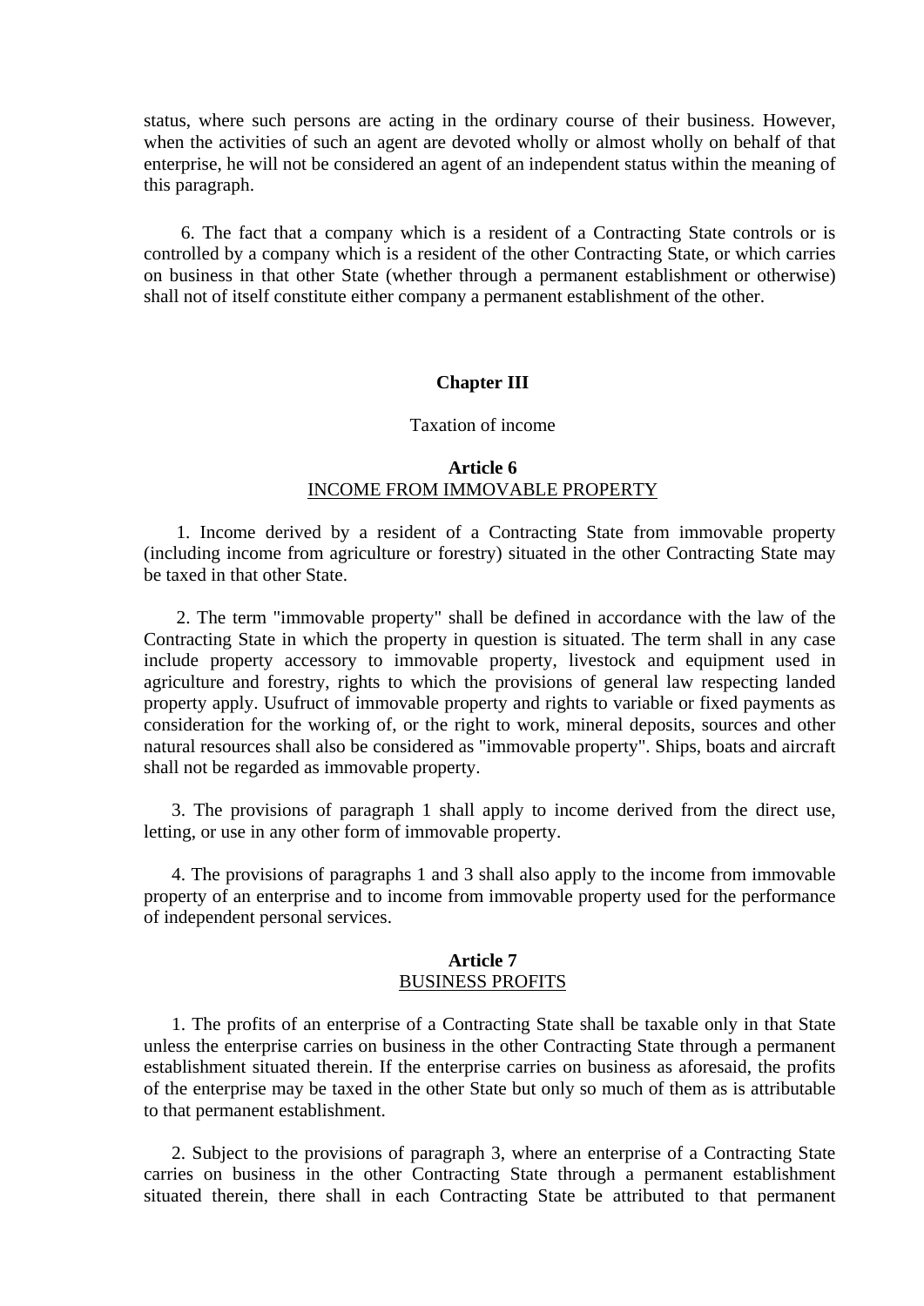status, where such persons are acting in the ordinary course of their business. However, when the activities of such an agent are devoted wholly or almost wholly on behalf of that enterprise, he will not be considered an agent of an independent status within the meaning of this paragraph.

6. The fact that a company which is a resident of a Contracting State controls or is controlled by a company which is a resident of the other Contracting State, or which carries on business in that other State (whether through a permanent establishment or otherwise) shall not of itself constitute either company a permanent establishment of the other.

## Chapter III

Taxation of income

### Article 6
INCOME FROM IMMOVABLE PROPERTY

1. Income derived by a resident of a Contracting State from immovable property (including income from agriculture or forestry) situated in the other Contracting State may be taxed in that other State.

2. The term "immovable property" shall be defined in accordance with the law of the Contracting State in which the property in question is situated. The term shall in any case include property accessory to immovable property, livestock and equipment used in agriculture and forestry, rights to which the provisions of general law respecting landed property apply. Usufruct of immovable property and rights to variable or fixed payments as consideration for the working of, or the right to work, mineral deposits, sources and other natural resources shall also be considered as "immovable property". Ships, boats and aircraft shall not be regarded as immovable property.

3. The provisions of paragraph 1 shall apply to income derived from the direct use, letting, or use in any other form of immovable property.

4. The provisions of paragraphs 1 and 3 shall also apply to the income from immovable property of an enterprise and to income from immovable property used for the performance of independent personal services.

### Article 7
BUSINESS PROFITS

1. The profits of an enterprise of a Contracting State shall be taxable only in that State unless the enterprise carries on business in the other Contracting State through a permanent establishment situated therein. If the enterprise carries on business as aforesaid, the profits of the enterprise may be taxed in the other State but only so much of them as is attributable to that permanent establishment.

2. Subject to the provisions of paragraph 3, where an enterprise of a Contracting State carries on business in the other Contracting State through a permanent establishment situated therein, there shall in each Contracting State be attributed to that permanent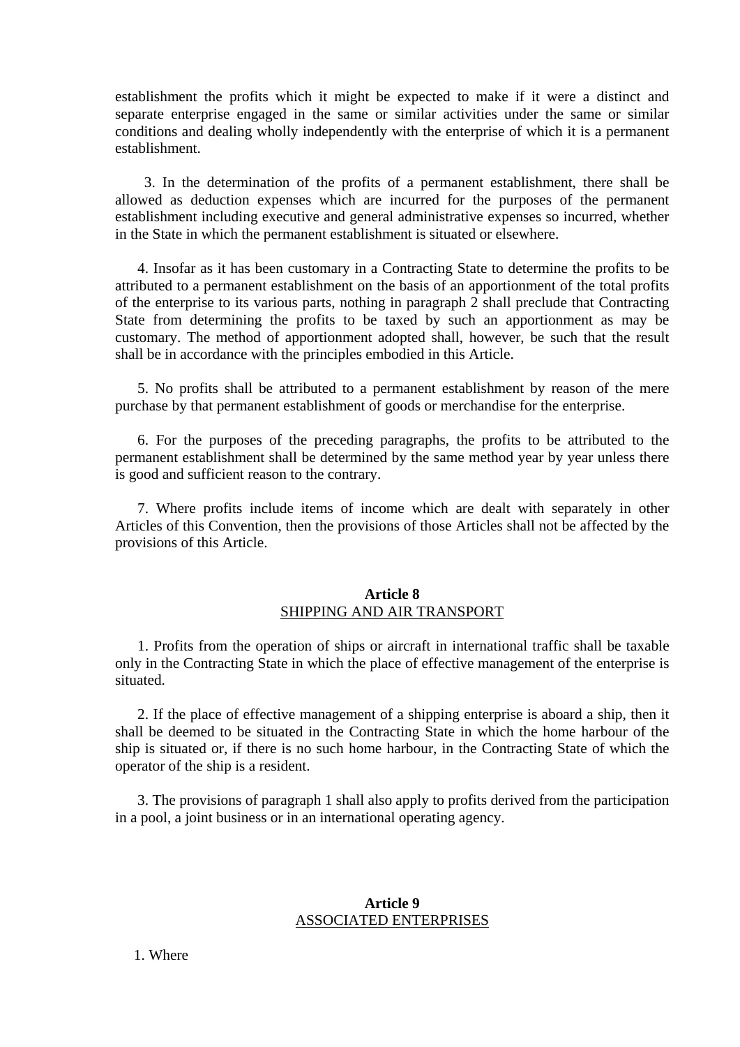establishment the profits which it might be expected to make if it were a distinct and separate enterprise engaged in the same or similar activities under the same or similar conditions and dealing wholly independently with the enterprise of which it is a permanent establishment.

3. In the determination of the profits of a permanent establishment, there shall be allowed as deduction expenses which are incurred for the purposes of the permanent establishment including executive and general administrative expenses so incurred, whether in the State in which the permanent establishment is situated or elsewhere.

4. Insofar as it has been customary in a Contracting State to determine the profits to be attributed to a permanent establishment on the basis of an apportionment of the total profits of the enterprise to its various parts, nothing in paragraph 2 shall preclude that Contracting State from determining the profits to be taxed by such an apportionment as may be customary. The method of apportionment adopted shall, however, be such that the result shall be in accordance with the principles embodied in this Article.

5. No profits shall be attributed to a permanent establishment by reason of the mere purchase by that permanent establishment of goods or merchandise for the enterprise.

6. For the purposes of the preceding paragraphs, the profits to be attributed to the permanent establishment shall be determined by the same method year by year unless there is good and sufficient reason to the contrary.

7. Where profits include items of income which are dealt with separately in other Articles of this Convention, then the provisions of those Articles shall not be affected by the provisions of this Article.

## Article 8
SHIPPING AND AIR TRANSPORT

1. Profits from the operation of ships or aircraft in international traffic shall be taxable only in the Contracting State in which the place of effective management of the enterprise is situated.

2. If the place of effective management of a shipping enterprise is aboard a ship, then it shall be deemed to be situated in the Contracting State in which the home harbour of the ship is situated or, if there is no such home harbour, in the Contracting State of which the operator of the ship is a resident.

3. The provisions of paragraph 1 shall also apply to profits derived from the participation in a pool, a joint business or in an international operating agency.

## Article 9
ASSOCIATED ENTERPRISES

1. Where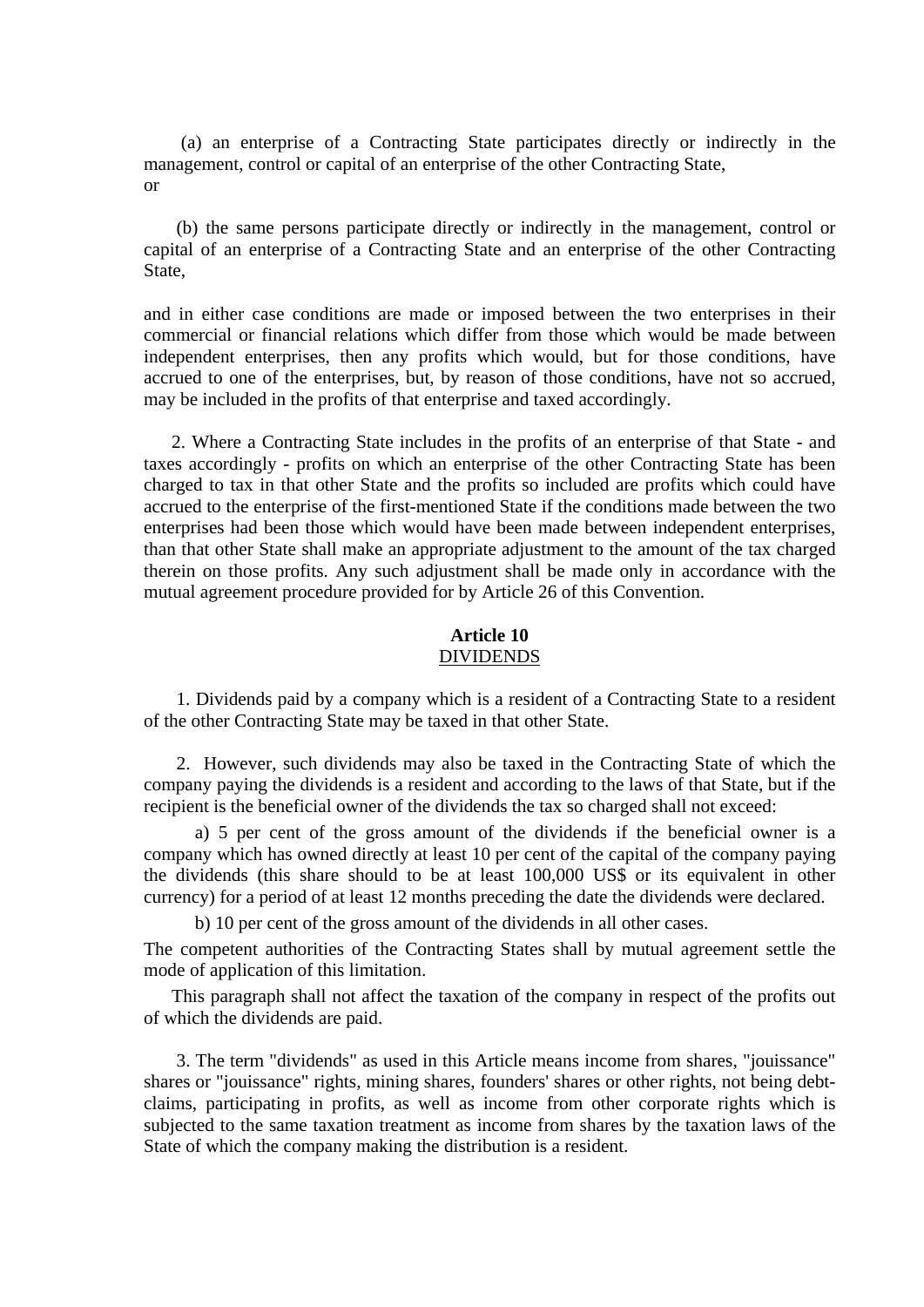(a) an enterprise of a Contracting State participates directly or indirectly in the management, control or capital of an enterprise of the other Contracting State,
or

(b) the same persons participate directly or indirectly in the management, control or capital of an enterprise of a Contracting State and an enterprise of the other Contracting State,

and in either case conditions are made or imposed between the two enterprises in their commercial or financial relations which differ from those which would be made between independent enterprises, then any profits which would, but for those conditions, have accrued to one of the enterprises, but, by reason of those conditions, have not so accrued, may be included in the profits of that enterprise and taxed accordingly.

2. Where a Contracting State includes in the profits of an enterprise of that State - and taxes accordingly - profits on which an enterprise of the other Contracting State has been charged to tax in that other State and the profits so included are profits which could have accrued to the enterprise of the first-mentioned State if the conditions made between the two enterprises had been those which would have been made between independent enterprises, than that other State shall make an appropriate adjustment to the amount of the tax charged therein on those profits. Any such adjustment shall be made only in accordance with the mutual agreement procedure provided for by Article 26 of this Convention.

## Article 10
DIVIDENDS

1. Dividends paid by a company which is a resident of a Contracting State to a resident of the other Contracting State may be taxed in that other State.

2. However, such dividends may also be taxed in the Contracting State of which the company paying the dividends is a resident and according to the laws of that State, but if the recipient is the beneficial owner of the dividends the tax so charged shall not exceed:

a) 5 per cent of the gross amount of the dividends if the beneficial owner is a company which has owned directly at least 10 per cent of the capital of the company paying the dividends (this share should to be at least 100,000 US$ or its equivalent in other currency) for a period of at least 12 months preceding the date the dividends were declared.

b) 10 per cent of the gross amount of the dividends in all other cases.

The competent authorities of the Contracting States shall by mutual agreement settle the mode of application of this limitation.

This paragraph shall not affect the taxation of the company in respect of the profits out of which the dividends are paid.

3. The term "dividends" as used in this Article means income from shares, "jouissance" shares or "jouissance" rights, mining shares, founders' shares or other rights, not being debt-claims, participating in profits, as well as income from other corporate rights which is subjected to the same taxation treatment as income from shares by the taxation laws of the State of which the company making the distribution is a resident.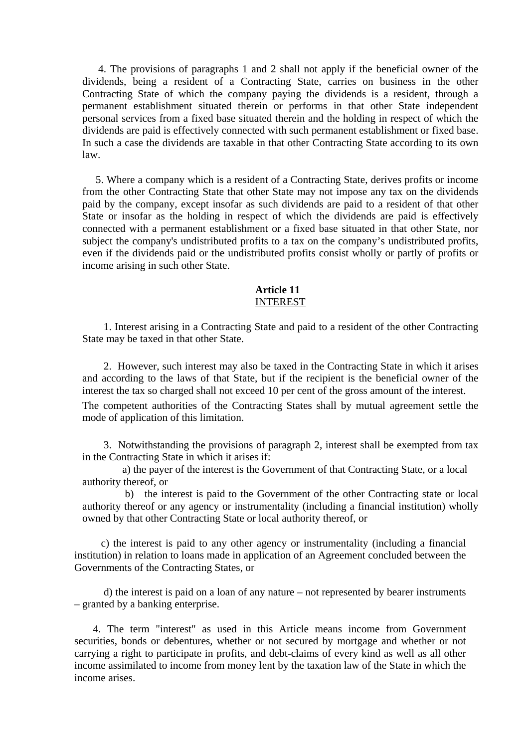4. The provisions of paragraphs 1 and 2 shall not apply if the beneficial owner of the dividends, being a resident of a Contracting State, carries on business in the other Contracting State of which the company paying the dividends is a resident, through a permanent establishment situated therein or performs in that other State independent personal services from a fixed base situated therein and the holding in respect of which the dividends are paid is effectively connected with such permanent establishment or fixed base. In such a case the dividends are taxable in that other Contracting State according to its own law.

5. Where a company which is a resident of a Contracting State, derives profits or income from the other Contracting State that other State may not impose any tax on the dividends paid by the company, except insofar as such dividends are paid to a resident of that other State or insofar as the holding in respect of which the dividends are paid is effectively connected with a permanent establishment or a fixed base situated in that other State, nor subject the company's undistributed profits to a tax on the company's undistributed profits, even if the dividends paid or the undistributed profits consist wholly or partly of profits or income arising in such other State.

## Article 11
## INTEREST

1. Interest arising in a Contracting State and paid to a resident of the other Contracting State may be taxed in that other State.

2. However, such interest may also be taxed in the Contracting State in which it arises and according to the laws of that State, but if the recipient is the beneficial owner of the interest the tax so charged shall not exceed 10 per cent of the gross amount of the interest. The competent authorities of the Contracting States shall by mutual agreement settle the mode of application of this limitation.

3. Notwithstanding the provisions of paragraph 2, interest shall be exempted from tax in the Contracting State in which it arises if:

a) the payer of the interest is the Government of that Contracting State, or a local authority thereof, or

b) the interest is paid to the Government of the other Contracting state or local authority thereof or any agency or instrumentality (including a financial institution) wholly owned by that other Contracting State or local authority thereof, or

c) the interest is paid to any other agency or instrumentality (including a financial institution) in relation to loans made in application of an Agreement concluded between the Governments of the Contracting States, or

d) the interest is paid on a loan of any nature – not represented by bearer instruments – granted by a banking enterprise.

4. The term "interest" as used in this Article means income from Government securities, bonds or debentures, whether or not secured by mortgage and whether or not carrying a right to participate in profits, and debt-claims of every kind as well as all other income assimilated to income from money lent by the taxation law of the State in which the income arises.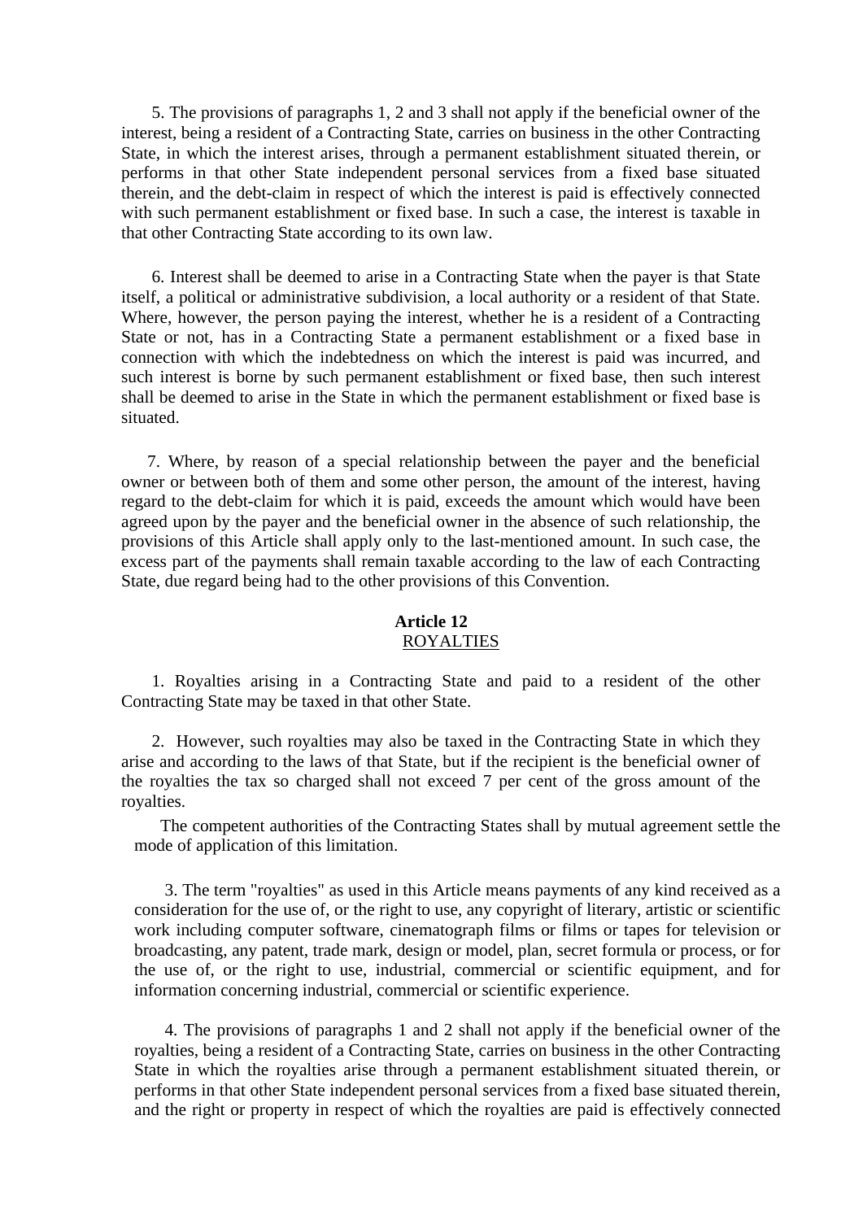5. The provisions of paragraphs 1, 2 and 3 shall not apply if the beneficial owner of the interest, being a resident of a Contracting State, carries on business in the other Contracting State, in which the interest arises, through a permanent establishment situated therein, or performs in that other State independent personal services from a fixed base situated therein, and the debt-claim in respect of which the interest is paid is effectively connected with such permanent establishment or fixed base. In such a case, the interest is taxable in that other Contracting State according to its own law.

6. Interest shall be deemed to arise in a Contracting State when the payer is that State itself, a political or administrative subdivision, a local authority or a resident of that State. Where, however, the person paying the interest, whether he is a resident of a Contracting State or not, has in a Contracting State a permanent establishment or a fixed base in connection with which the indebtedness on which the interest is paid was incurred, and such interest is borne by such permanent establishment or fixed base, then such interest shall be deemed to arise in the State in which the permanent establishment or fixed base is situated.

7. Where, by reason of a special relationship between the payer and the beneficial owner or between both of them and some other person, the amount of the interest, having regard to the debt-claim for which it is paid, exceeds the amount which would have been agreed upon by the payer and the beneficial owner in the absence of such relationship, the provisions of this Article shall apply only to the last-mentioned amount. In such case, the excess part of the payments shall remain taxable according to the law of each Contracting State, due regard being had to the other provisions of this Convention.

## Article 12
## ROYALTIES

1. Royalties arising in a Contracting State and paid to a resident of the other Contracting State may be taxed in that other State.

2. However, such royalties may also be taxed in the Contracting State in which they arise and according to the laws of that State, but if the recipient is the beneficial owner of the royalties the tax so charged shall not exceed 7 per cent of the gross amount of the royalties.

The competent authorities of the Contracting States shall by mutual agreement settle the mode of application of this limitation.

3. The term "royalties" as used in this Article means payments of any kind received as a consideration for the use of, or the right to use, any copyright of literary, artistic or scientific work including computer software, cinematograph films or films or tapes for television or broadcasting, any patent, trade mark, design or model, plan, secret formula or process, or for the use of, or the right to use, industrial, commercial or scientific equipment, and for information concerning industrial, commercial or scientific experience.

4. The provisions of paragraphs 1 and 2 shall not apply if the beneficial owner of the royalties, being a resident of a Contracting State, carries on business in the other Contracting State in which the royalties arise through a permanent establishment situated therein, or performs in that other State independent personal services from a fixed base situated therein, and the right or property in respect of which the royalties are paid is effectively connected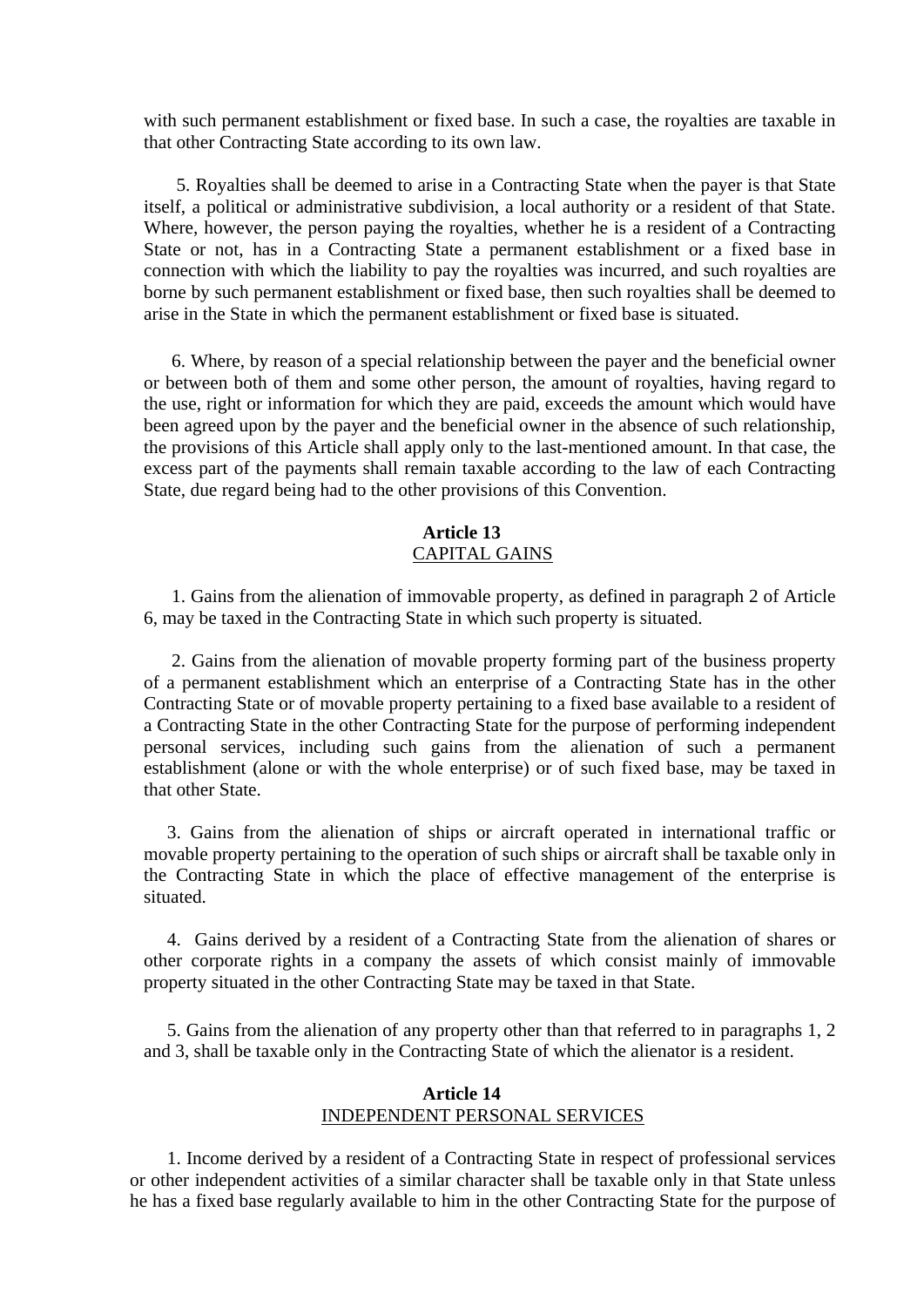with such permanent establishment or fixed base. In such a case, the royalties are taxable in that other Contracting State according to its own law.

5. Royalties shall be deemed to arise in a Contracting State when the payer is that State itself, a political or administrative subdivision, a local authority or a resident of that State. Where, however, the person paying the royalties, whether he is a resident of a Contracting State or not, has in a Contracting State a permanent establishment or a fixed base in connection with which the liability to pay the royalties was incurred, and such royalties are borne by such permanent establishment or fixed base, then such royalties shall be deemed to arise in the State in which the permanent establishment or fixed base is situated.

6. Where, by reason of a special relationship between the payer and the beneficial owner or between both of them and some other person, the amount of royalties, having regard to the use, right or information for which they are paid, exceeds the amount which would have been agreed upon by the payer and the beneficial owner in the absence of such relationship, the provisions of this Article shall apply only to the last-mentioned amount. In that case, the excess part of the payments shall remain taxable according to the law of each Contracting State, due regard being had to the other provisions of this Convention.

## Article 13
## CAPITAL GAINS

1. Gains from the alienation of immovable property, as defined in paragraph 2 of Article 6, may be taxed in the Contracting State in which such property is situated.

2. Gains from the alienation of movable property forming part of the business property of a permanent establishment which an enterprise of a Contracting State has in the other Contracting State or of movable property pertaining to a fixed base available to a resident of a Contracting State in the other Contracting State for the purpose of performing independent personal services, including such gains from the alienation of such a permanent establishment (alone or with the whole enterprise) or of such fixed base, may be taxed in that other State.

3. Gains from the alienation of ships or aircraft operated in international traffic or movable property pertaining to the operation of such ships or aircraft shall be taxable only in the Contracting State in which the place of effective management of the enterprise is situated.

4. Gains derived by a resident of a Contracting State from the alienation of shares or other corporate rights in a company the assets of which consist mainly of immovable property situated in the other Contracting State may be taxed in that State.

5. Gains from the alienation of any property other than that referred to in paragraphs 1, 2 and 3, shall be taxable only in the Contracting State of which the alienator is a resident.

## Article 14
## INDEPENDENT PERSONAL SERVICES

1. Income derived by a resident of a Contracting State in respect of professional services or other independent activities of a similar character shall be taxable only in that State unless he has a fixed base regularly available to him in the other Contracting State for the purpose of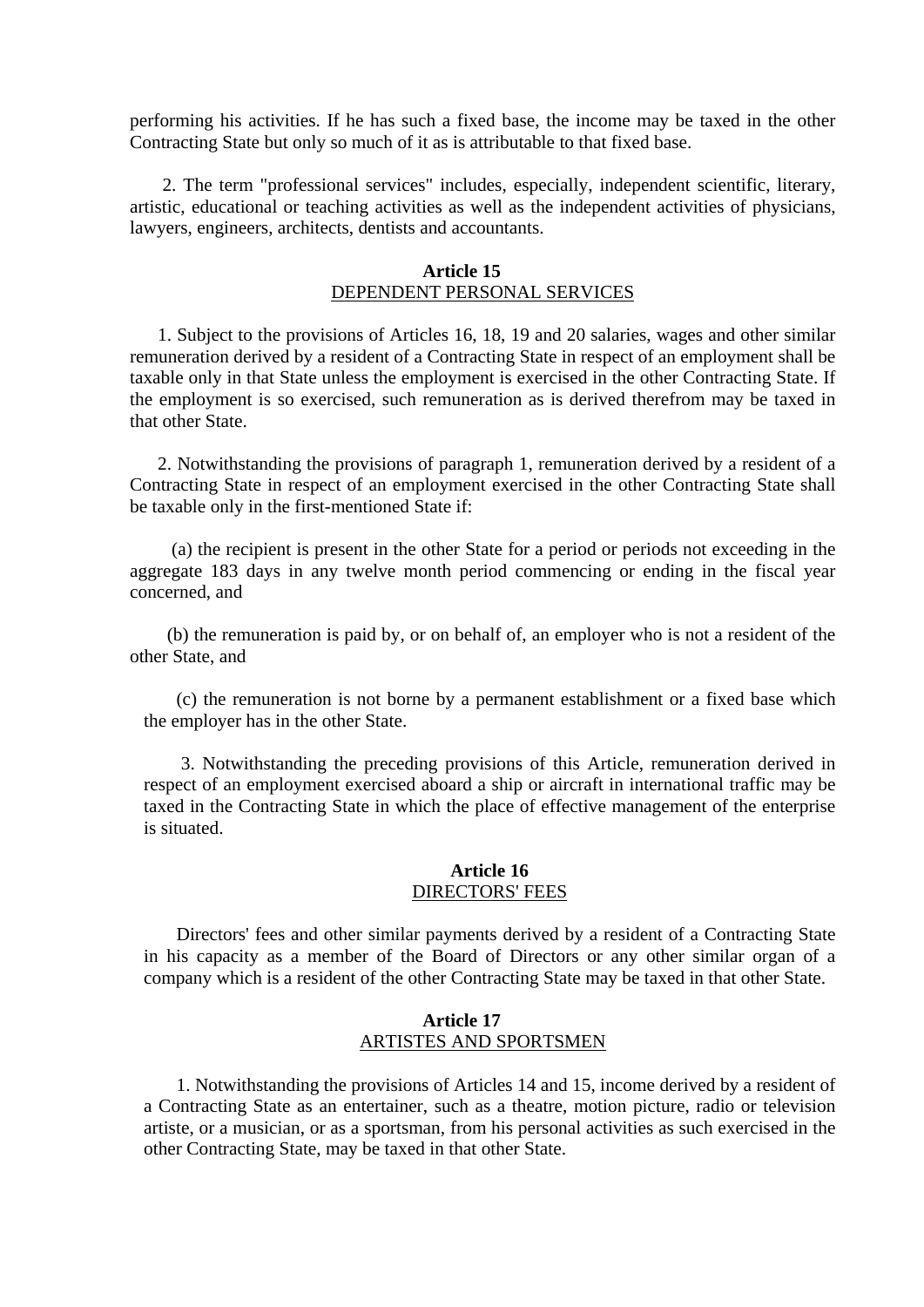performing his activities. If he has such a fixed base, the income may be taxed in the other Contracting State but only so much of it as is attributable to that fixed base.

2. The term "professional services" includes, especially, independent scientific, literary, artistic, educational or teaching activities as well as the independent activities of physicians, lawyers, engineers, architects, dentists and accountants.

### Article 15
### DEPENDENT PERSONAL SERVICES

1. Subject to the provisions of Articles 16, 18, 19 and 20 salaries, wages and other similar remuneration derived by a resident of a Contracting State in respect of an employment shall be taxable only in that State unless the employment is exercised in the other Contracting State. If the employment is so exercised, such remuneration as is derived therefrom may be taxed in that other State.

2. Notwithstanding the provisions of paragraph 1, remuneration derived by a resident of a Contracting State in respect of an employment exercised in the other Contracting State shall be taxable only in the first-mentioned State if:

(a) the recipient is present in the other State for a period or periods not exceeding in the aggregate 183 days in any twelve month period commencing or ending in the fiscal year concerned, and

(b) the remuneration is paid by, or on behalf of, an employer who is not a resident of the other State, and

(c) the remuneration is not borne by a permanent establishment or a fixed base which the employer has in the other State.

3. Notwithstanding the preceding provisions of this Article, remuneration derived in respect of an employment exercised aboard a ship or aircraft in international traffic may be taxed in the Contracting State in which the place of effective management of the enterprise is situated.

### Article 16
### DIRECTORS' FEES

Directors' fees and other similar payments derived by a resident of a Contracting State in his capacity as a member of the Board of Directors or any other similar organ of a company which is a resident of the other Contracting State may be taxed in that other State.

### Article 17
### ARTISTES AND SPORTSMEN

1. Notwithstanding the provisions of Articles 14 and 15, income derived by a resident of a Contracting State as an entertainer, such as a theatre, motion picture, radio or television artiste, or a musician, or as a sportsman, from his personal activities as such exercised in the other Contracting State, may be taxed in that other State.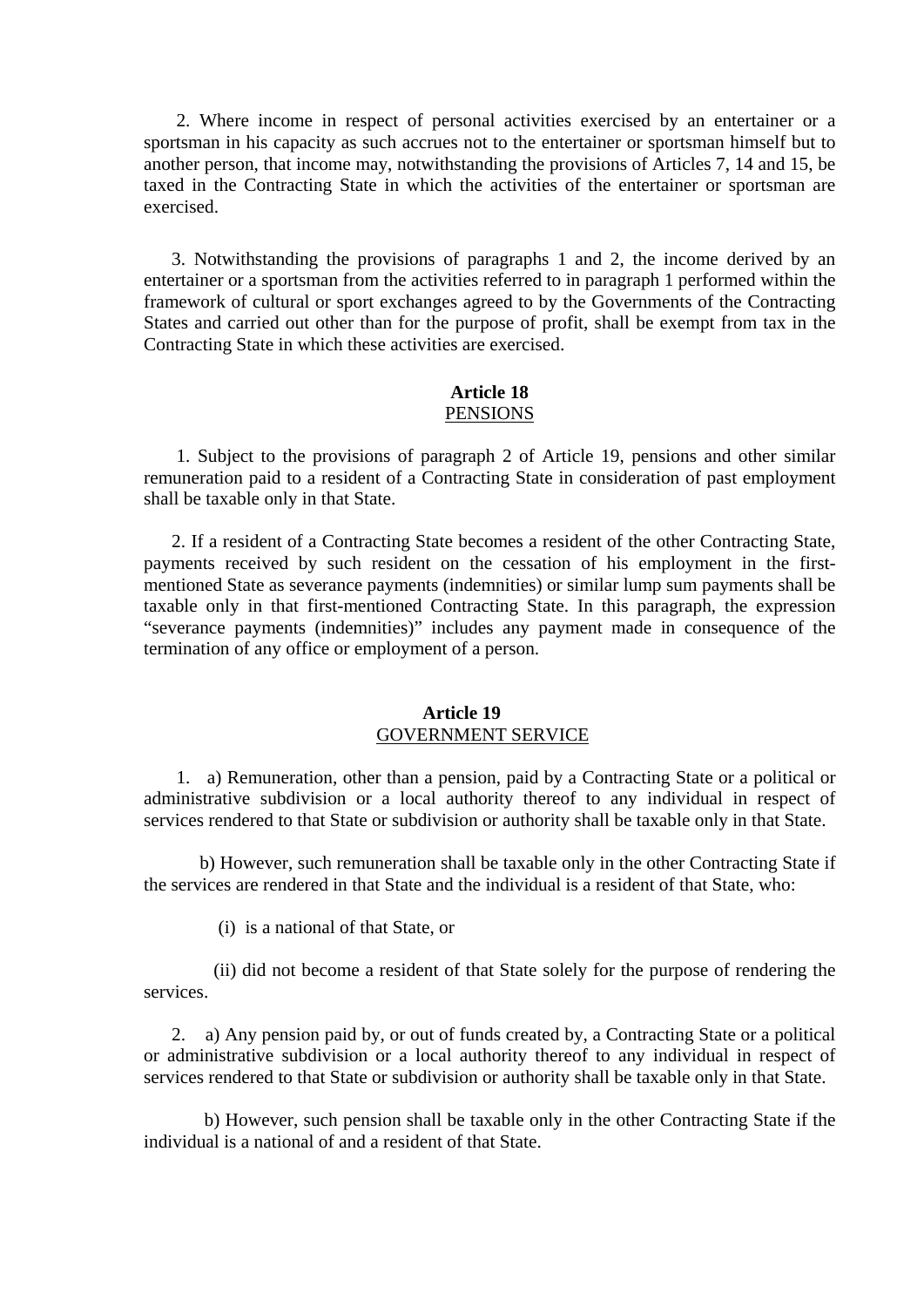2. Where income in respect of personal activities exercised by an entertainer or a sportsman in his capacity as such accrues not to the entertainer or sportsman himself but to another person, that income may, notwithstanding the provisions of Articles 7, 14 and 15, be taxed in the Contracting State in which the activities of the entertainer or sportsman are exercised.

3. Notwithstanding the provisions of paragraphs 1 and 2, the income derived by an entertainer or a sportsman from the activities referred to in paragraph 1 performed within the framework of cultural or sport exchanges agreed to by the Governments of the Contracting States and carried out other than for the purpose of profit, shall be exempt from tax in the Contracting State in which these activities are exercised.

### Article 18
PENSIONS

1. Subject to the provisions of paragraph 2 of Article 19, pensions and other similar remuneration paid to a resident of a Contracting State in consideration of past employment shall be taxable only in that State.

2. If a resident of a Contracting State becomes a resident of the other Contracting State, payments received by such resident on the cessation of his employment in the first-mentioned State as severance payments (indemnities) or similar lump sum payments shall be taxable only in that first-mentioned Contracting State. In this paragraph, the expression "severance payments (indemnities)" includes any payment made in consequence of the termination of any office or employment of a person.

### Article 19
GOVERNMENT SERVICE

1. a) Remuneration, other than a pension, paid by a Contracting State or a political or administrative subdivision or a local authority thereof to any individual in respect of services rendered to that State or subdivision or authority shall be taxable only in that State.

b) However, such remuneration shall be taxable only in the other Contracting State if the services are rendered in that State and the individual is a resident of that State, who:

(i) is a national of that State, or

(ii) did not become a resident of that State solely for the purpose of rendering the services.

2. a) Any pension paid by, or out of funds created by, a Contracting State or a political or administrative subdivision or a local authority thereof to any individual in respect of services rendered to that State or subdivision or authority shall be taxable only in that State.

b) However, such pension shall be taxable only in the other Contracting State if the individual is a national of and a resident of that State.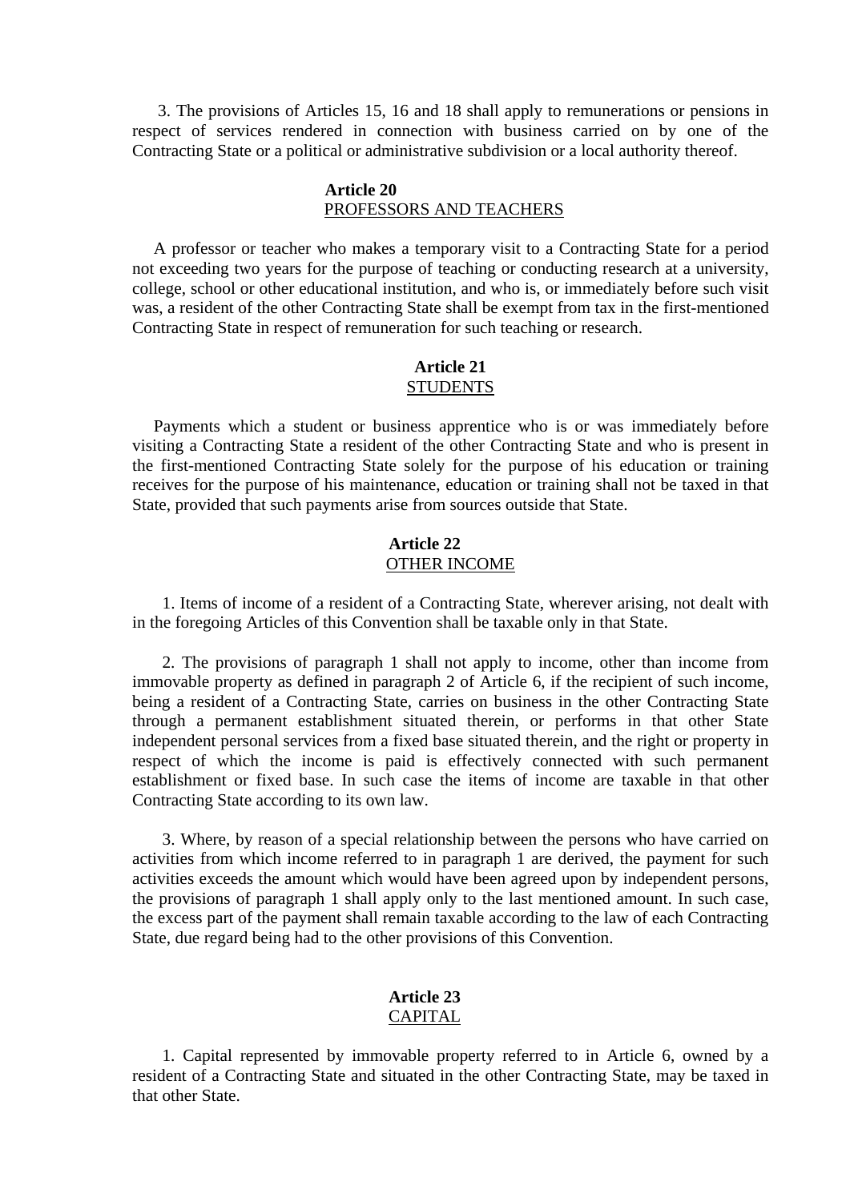3. The provisions of Articles 15, 16 and 18 shall apply to remunerations or pensions in respect of services rendered in connection with business carried on by one of the Contracting State or a political or administrative subdivision or a local authority thereof.

## Article 20
PROFESSORS AND TEACHERS

A professor or teacher who makes a temporary visit to a Contracting State for a period not exceeding two years for the purpose of teaching or conducting research at a university, college, school or other educational institution, and who is, or immediately before such visit was, a resident of the other Contracting State shall be exempt from tax in the first-mentioned Contracting State in respect of remuneration for such teaching or research.

## Article 21
STUDENTS

Payments which a student or business apprentice who is or was immediately before visiting a Contracting State a resident of the other Contracting State and who is present in the first-mentioned Contracting State solely for the purpose of his education or training receives for the purpose of his maintenance, education or training shall not be taxed in that State, provided that such payments arise from sources outside that State.

## Article 22
OTHER INCOME

1. Items of income of a resident of a Contracting State, wherever arising, not dealt with in the foregoing Articles of this Convention shall be taxable only in that State.

2. The provisions of paragraph 1 shall not apply to income, other than income from immovable property as defined in paragraph 2 of Article 6, if the recipient of such income, being a resident of a Contracting State, carries on business in the other Contracting State through a permanent establishment situated therein, or performs in that other State independent personal services from a fixed base situated therein, and the right or property in respect of which the income is paid is effectively connected with such permanent establishment or fixed base. In such case the items of income are taxable in that other Contracting State according to its own law.

3. Where, by reason of a special relationship between the persons who have carried on activities from which income referred to in paragraph 1 are derived, the payment for such activities exceeds the amount which would have been agreed upon by independent persons, the provisions of paragraph 1 shall apply only to the last mentioned amount. In such case, the excess part of the payment shall remain taxable according to the law of each Contracting State, due regard being had to the other provisions of this Convention.

## Article 23
CAPITAL

1. Capital represented by immovable property referred to in Article 6, owned by a resident of a Contracting State and situated in the other Contracting State, may be taxed in that other State.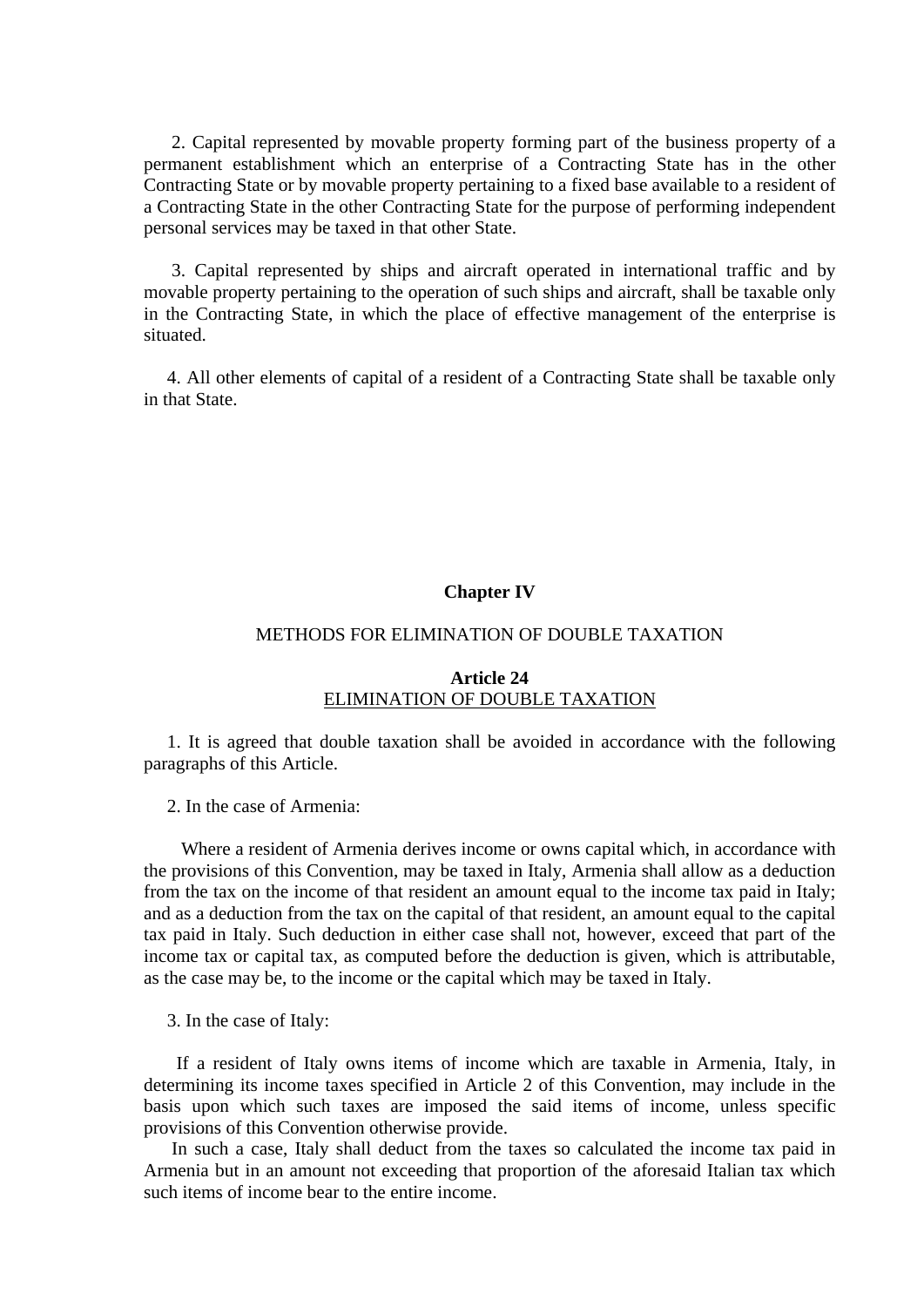2. Capital represented by movable property forming part of the business property of a permanent establishment which an enterprise of a Contracting State has in the other Contracting State or by movable property pertaining to a fixed base available to a resident of a Contracting State in the other Contracting State for the purpose of performing independent personal services may be taxed in that other State.

3. Capital represented by ships and aircraft operated in international traffic and by movable property pertaining to the operation of such ships and aircraft, shall be taxable only in the Contracting State, in which the place of effective management of the enterprise is situated.

4. All other elements of capital of a resident of a Contracting State shall be taxable only in that State.

## Chapter IV

### METHODS FOR ELIMINATION OF DOUBLE TAXATION

### Article 24
ELIMINATION OF DOUBLE TAXATION

1. It is agreed that double taxation shall be avoided in accordance with the following paragraphs of this Article.

2. In the case of Armenia:

Where a resident of Armenia derives income or owns capital which, in accordance with the provisions of this Convention, may be taxed in Italy, Armenia shall allow as a deduction from the tax on the income of that resident an amount equal to the income tax paid in Italy; and as a deduction from the tax on the capital of that resident, an amount equal to the capital tax paid in Italy. Such deduction in either case shall not, however, exceed that part of the income tax or capital tax, as computed before the deduction is given, which is attributable, as the case may be, to the income or the capital which may be taxed in Italy.

3. In the case of Italy:

If a resident of Italy owns items of income which are taxable in Armenia, Italy, in determining its income taxes specified in Article 2 of this Convention, may include in the basis upon which such taxes are imposed the said items of income, unless specific provisions of this Convention otherwise provide.

In such a case, Italy shall deduct from the taxes so calculated the income tax paid in Armenia but in an amount not exceeding that proportion of the aforesaid Italian tax which such items of income bear to the entire income.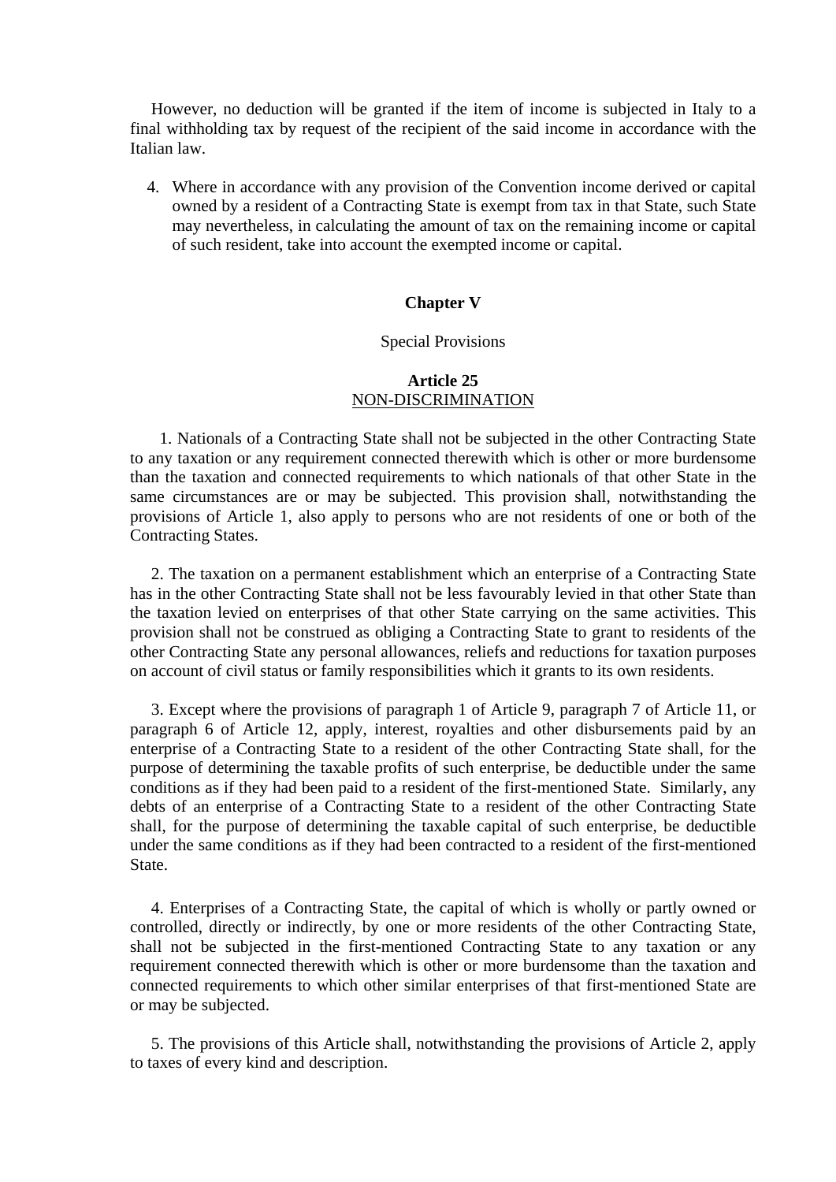However, no deduction will be granted if the item of income is subjected in Italy to a final withholding tax by request of the recipient of the said income in accordance with the Italian law.

4. Where in accordance with any provision of the Convention income derived or capital owned by a resident of a Contracting State is exempt from tax in that State, such State may nevertheless, in calculating the amount of tax on the remaining income or capital of such resident, take into account the exempted income or capital.

## Chapter V

Special Provisions

### Article 25
NON-DISCRIMINATION

1. Nationals of a Contracting State shall not be subjected in the other Contracting State to any taxation or any requirement connected therewith which is other or more burdensome than the taxation and connected requirements to which nationals of that other State in the same circumstances are or may be subjected. This provision shall, notwithstanding the provisions of Article 1, also apply to persons who are not residents of one or both of the Contracting States.

2. The taxation on a permanent establishment which an enterprise of a Contracting State has in the other Contracting State shall not be less favourably levied in that other State than the taxation levied on enterprises of that other State carrying on the same activities. This provision shall not be construed as obliging a Contracting State to grant to residents of the other Contracting State any personal allowances, reliefs and reductions for taxation purposes on account of civil status or family responsibilities which it grants to its own residents.

3. Except where the provisions of paragraph 1 of Article 9, paragraph 7 of Article 11, or paragraph 6 of Article 12, apply, interest, royalties and other disbursements paid by an enterprise of a Contracting State to a resident of the other Contracting State shall, for the purpose of determining the taxable profits of such enterprise, be deductible under the same conditions as if they had been paid to a resident of the first-mentioned State. Similarly, any debts of an enterprise of a Contracting State to a resident of the other Contracting State shall, for the purpose of determining the taxable capital of such enterprise, be deductible under the same conditions as if they had been contracted to a resident of the first-mentioned State.

4. Enterprises of a Contracting State, the capital of which is wholly or partly owned or controlled, directly or indirectly, by one or more residents of the other Contracting State, shall not be subjected in the first-mentioned Contracting State to any taxation or any requirement connected therewith which is other or more burdensome than the taxation and connected requirements to which other similar enterprises of that first-mentioned State are or may be subjected.

5. The provisions of this Article shall, notwithstanding the provisions of Article 2, apply to taxes of every kind and description.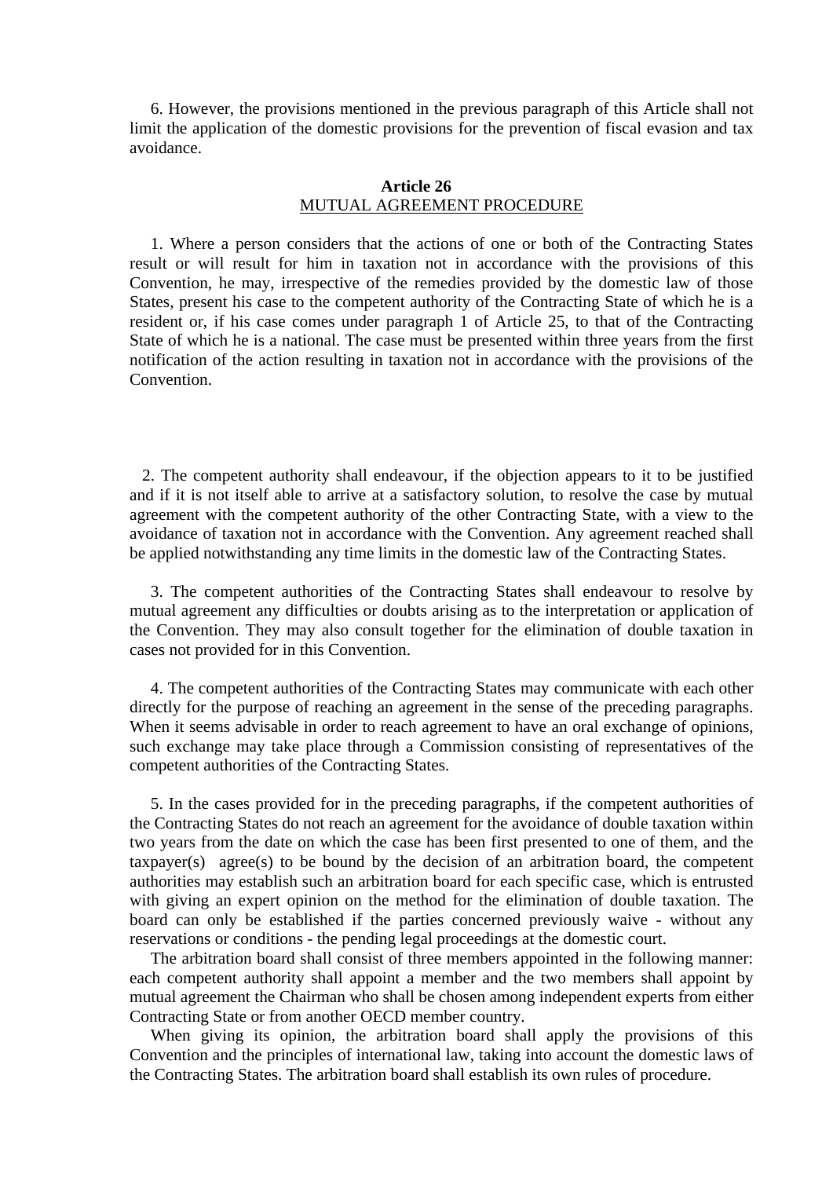6. However, the provisions mentioned in the previous paragraph of this Article shall not limit the application of the domestic provisions for the prevention of fiscal evasion and tax avoidance.

**Article 26**
MUTUAL AGREEMENT PROCEDURE

1. Where a person considers that the actions of one or both of the Contracting States result or will result for him in taxation not in accordance with the provisions of this Convention, he may, irrespective of the remedies provided by the domestic law of those States, present his case to the competent authority of the Contracting State of which he is a resident or, if his case comes under paragraph 1 of Article 25, to that of the Contracting State of which he is a national. The case must be presented within three years from the first notification of the action resulting in taxation not in accordance with the provisions of the Convention.

2. The competent authority shall endeavour, if the objection appears to it to be justified and if it is not itself able to arrive at a satisfactory solution, to resolve the case by mutual agreement with the competent authority of the other Contracting State, with a view to the avoidance of taxation not in accordance with the Convention. Any agreement reached shall be applied notwithstanding any time limits in the domestic law of the Contracting States.

3. The competent authorities of the Contracting States shall endeavour to resolve by mutual agreement any difficulties or doubts arising as to the interpretation or application of the Convention. They may also consult together for the elimination of double taxation in cases not provided for in this Convention.

4. The competent authorities of the Contracting States may communicate with each other directly for the purpose of reaching an agreement in the sense of the preceding paragraphs. When it seems advisable in order to reach agreement to have an oral exchange of opinions, such exchange may take place through a Commission consisting of representatives of the competent authorities of the Contracting States.

5. In the cases provided for in the preceding paragraphs, if the competent authorities of the Contracting States do not reach an agreement for the avoidance of double taxation within two years from the date on which the case has been first presented to one of them, and the taxpayer(s) agree(s) to be bound by the decision of an arbitration board, the competent authorities may establish such an arbitration board for each specific case, which is entrusted with giving an expert opinion on the method for the elimination of double taxation. The board can only be established if the parties concerned previously waive - without any reservations or conditions - the pending legal proceedings at the domestic court.

The arbitration board shall consist of three members appointed in the following manner: each competent authority shall appoint a member and the two members shall appoint by mutual agreement the Chairman who shall be chosen among independent experts from either Contracting State or from another OECD member country.

When giving its opinion, the arbitration board shall apply the provisions of this Convention and the principles of international law, taking into account the domestic laws of the Contracting States. The arbitration board shall establish its own rules of procedure.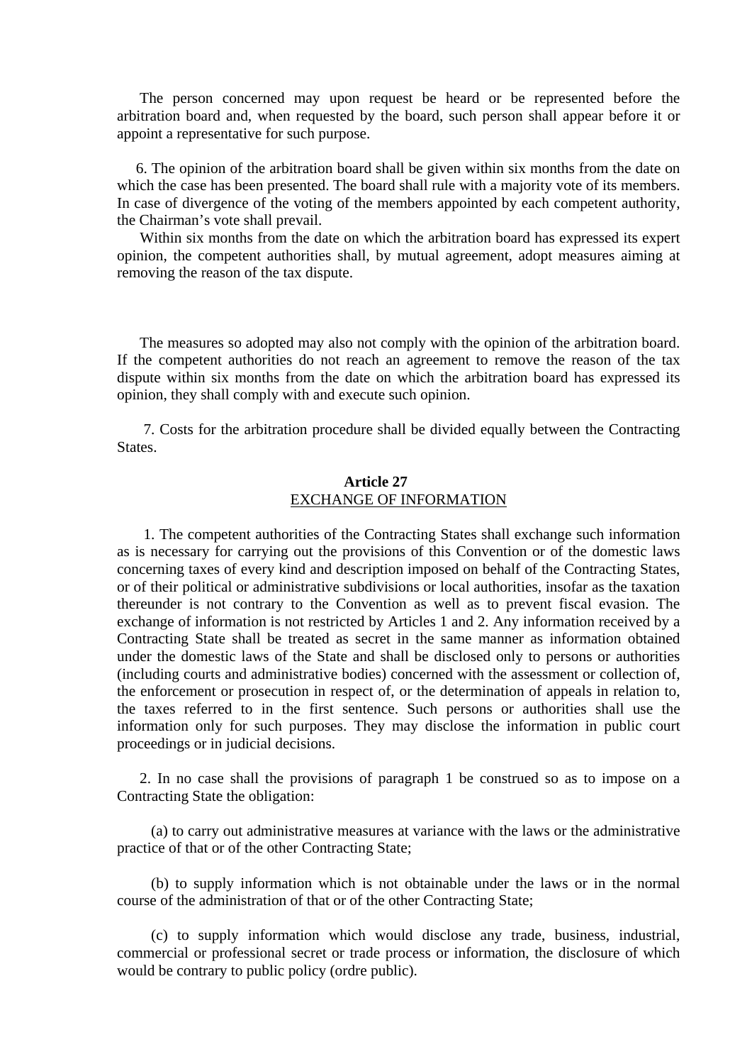The person concerned may upon request be heard or be represented before the arbitration board and, when requested by the board, such person shall appear before it or appoint a representative for such purpose.

6. The opinion of the arbitration board shall be given within six months from the date on which the case has been presented. The board shall rule with a majority vote of its members. In case of divergence of the voting of the members appointed by each competent authority, the Chairman's vote shall prevail.

Within six months from the date on which the arbitration board has expressed its expert opinion, the competent authorities shall, by mutual agreement, adopt measures aiming at removing the reason of the tax dispute.

The measures so adopted may also not comply with the opinion of the arbitration board. If the competent authorities do not reach an agreement to remove the reason of the tax dispute within six months from the date on which the arbitration board has expressed its opinion, they shall comply with and execute such opinion.

7. Costs for the arbitration procedure shall be divided equally between the Contracting States.

**Article 27**
EXCHANGE OF INFORMATION

1. The competent authorities of the Contracting States shall exchange such information as is necessary for carrying out the provisions of this Convention or of the domestic laws concerning taxes of every kind and description imposed on behalf of the Contracting States, or of their political or administrative subdivisions or local authorities, insofar as the taxation thereunder is not contrary to the Convention as well as to prevent fiscal evasion. The exchange of information is not restricted by Articles 1 and 2. Any information received by a Contracting State shall be treated as secret in the same manner as information obtained under the domestic laws of the State and shall be disclosed only to persons or authorities (including courts and administrative bodies) concerned with the assessment or collection of, the enforcement or prosecution in respect of, or the determination of appeals in relation to, the taxes referred to in the first sentence. Such persons or authorities shall use the information only for such purposes. They may disclose the information in public court proceedings or in judicial decisions.

2. In no case shall the provisions of paragraph 1 be construed so as to impose on a Contracting State the obligation:

(a) to carry out administrative measures at variance with the laws or the administrative practice of that or of the other Contracting State;

(b) to supply information which is not obtainable under the laws or in the normal course of the administration of that or of the other Contracting State;

(c) to supply information which would disclose any trade, business, industrial, commercial or professional secret or trade process or information, the disclosure of which would be contrary to public policy (ordre public).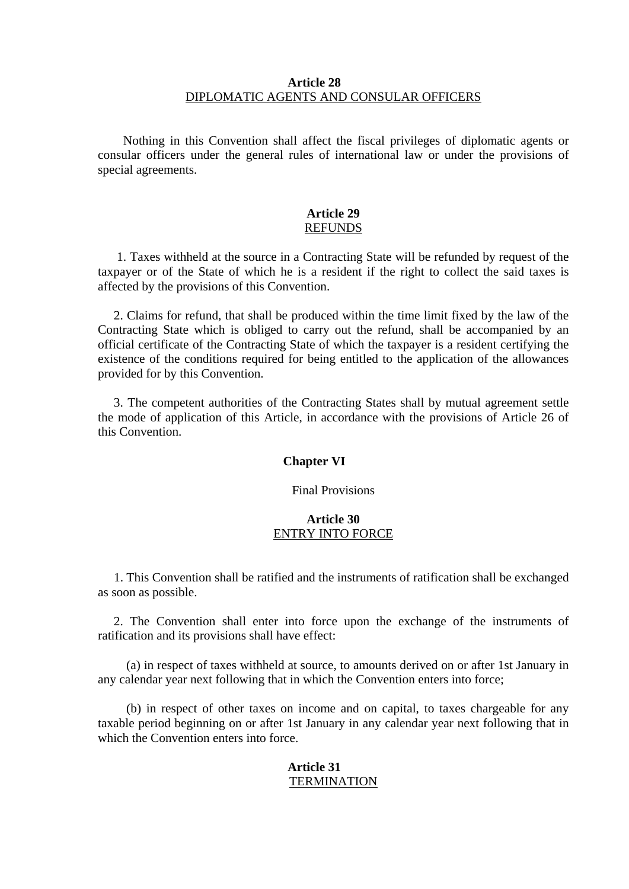## Article 28
DIPLOMATIC AGENTS AND CONSULAR OFFICERS

Nothing in this Convention shall affect the fiscal privileges of diplomatic agents or consular officers under the general rules of international law or under the provisions of special agreements.

## Article 29
REFUNDS

1. Taxes withheld at the source in a Contracting State will be refunded by request of the taxpayer or of the State of which he is a resident if the right to collect the said taxes is affected by the provisions of this Convention.

2. Claims for refund, that shall be produced within the time limit fixed by the law of the Contracting State which is obliged to carry out the refund, shall be accompanied by an official certificate of the Contracting State of which the taxpayer is a resident certifying the existence of the conditions required for being entitled to the application of the allowances provided for by this Convention.

3. The competent authorities of the Contracting States shall by mutual agreement settle the mode of application of this Article, in accordance with the provisions of Article 26 of this Convention.

# Chapter VI

Final Provisions

## Article 30
ENTRY INTO FORCE

1. This Convention shall be ratified and the instruments of ratification shall be exchanged as soon as possible.

2. The Convention shall enter into force upon the exchange of the instruments of ratification and its provisions shall have effect:

(a) in respect of taxes withheld at source, to amounts derived on or after 1st January in any calendar year next following that in which the Convention enters into force;

(b) in respect of other taxes on income and on capital, to taxes chargeable for any taxable period beginning on or after 1st January in any calendar year next following that in which the Convention enters into force.

## Article 31
TERMINATION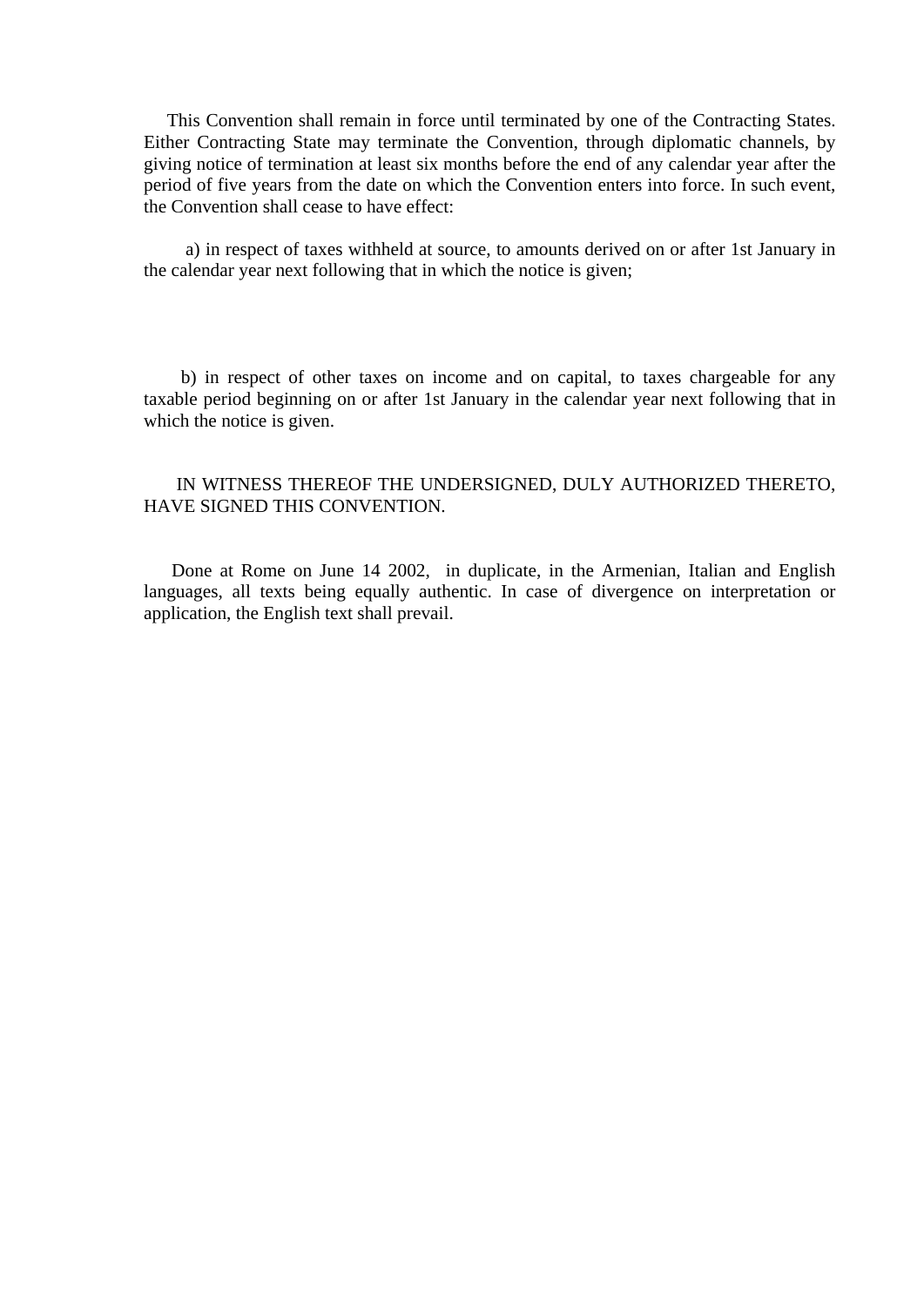This Convention shall remain in force until terminated by one of the Contracting States. Either Contracting State may terminate the Convention, through diplomatic channels, by giving notice of termination at least six months before the end of any calendar year after the period of five years from the date on which the Convention enters into force. In such event, the Convention shall cease to have effect:

a) in respect of taxes withheld at source, to amounts derived on or after 1st January in the calendar year next following that in which the notice is given;

b) in respect of other taxes on income and on capital, to taxes chargeable for any taxable period beginning on or after 1st January in the calendar year next following that in which the notice is given.

IN WITNESS THEREOF THE UNDERSIGNED, DULY AUTHORIZED THERETO, HAVE SIGNED THIS CONVENTION.

Done at Rome on June 14 2002, in duplicate, in the Armenian, Italian and English languages, all texts being equally authentic. In case of divergence on interpretation or application, the English text shall prevail.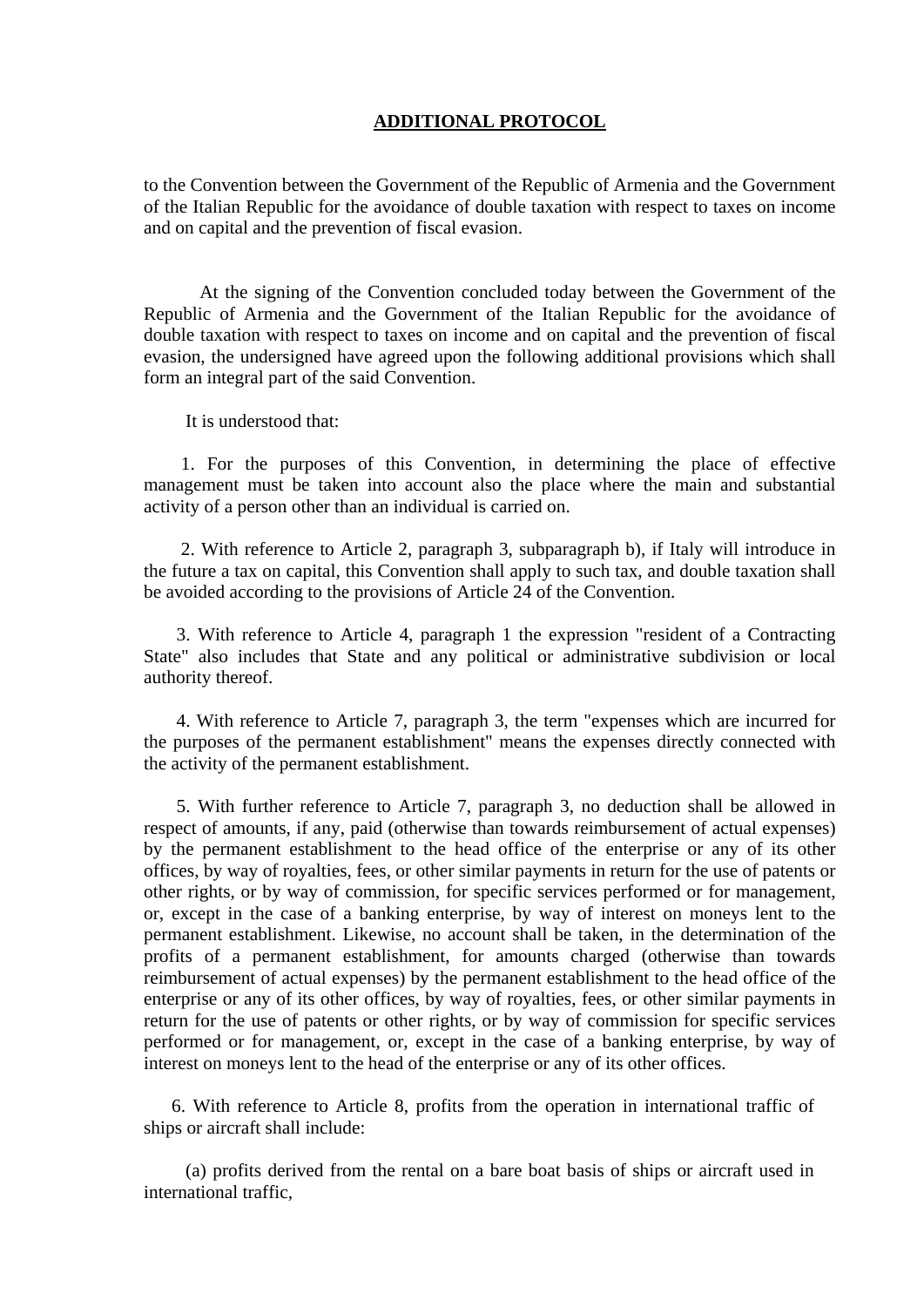# ADDITIONAL PROTOCOL

to the Convention between the Government of the Republic of Armenia and the Government of the Italian Republic for the avoidance of double taxation with respect to taxes on income and on capital and the prevention of fiscal evasion.

At the signing of the Convention concluded today between the Government of the Republic of Armenia and the Government of the Italian Republic for the avoidance of double taxation with respect to taxes on income and on capital and the prevention of fiscal evasion, the undersigned have agreed upon the following additional provisions which shall form an integral part of the said Convention.

It is understood that:

1. For the purposes of this Convention, in determining the place of effective management must be taken into account also the place where the main and substantial activity of a person other than an individual is carried on.

2. With reference to Article 2, paragraph 3, subparagraph b), if Italy will introduce in the future a tax on capital, this Convention shall apply to such tax, and double taxation shall be avoided according to the provisions of Article 24 of the Convention.

3. With reference to Article 4, paragraph 1 the expression "resident of a Contracting State" also includes that State and any political or administrative subdivision or local authority thereof.

4. With reference to Article 7, paragraph 3, the term "expenses which are incurred for the purposes of the permanent establishment" means the expenses directly connected with the activity of the permanent establishment.

5. With further reference to Article 7, paragraph 3, no deduction shall be allowed in respect of amounts, if any, paid (otherwise than towards reimbursement of actual expenses) by the permanent establishment to the head office of the enterprise or any of its other offices, by way of royalties, fees, or other similar payments in return for the use of patents or other rights, or by way of commission, for specific services performed or for management, or, except in the case of a banking enterprise, by way of interest on moneys lent to the permanent establishment. Likewise, no account shall be taken, in the determination of the profits of a permanent establishment, for amounts charged (otherwise than towards reimbursement of actual expenses) by the permanent establishment to the head office of the enterprise or any of its other offices, by way of royalties, fees, or other similar payments in return for the use of patents or other rights, or by way of commission for specific services performed or for management, or, except in the case of a banking enterprise, by way of interest on moneys lent to the head of the enterprise or any of its other offices.

6. With reference to Article 8, profits from the operation in international traffic of ships or aircraft shall include:

(a) profits derived from the rental on a bare boat basis of ships or aircraft used in international traffic,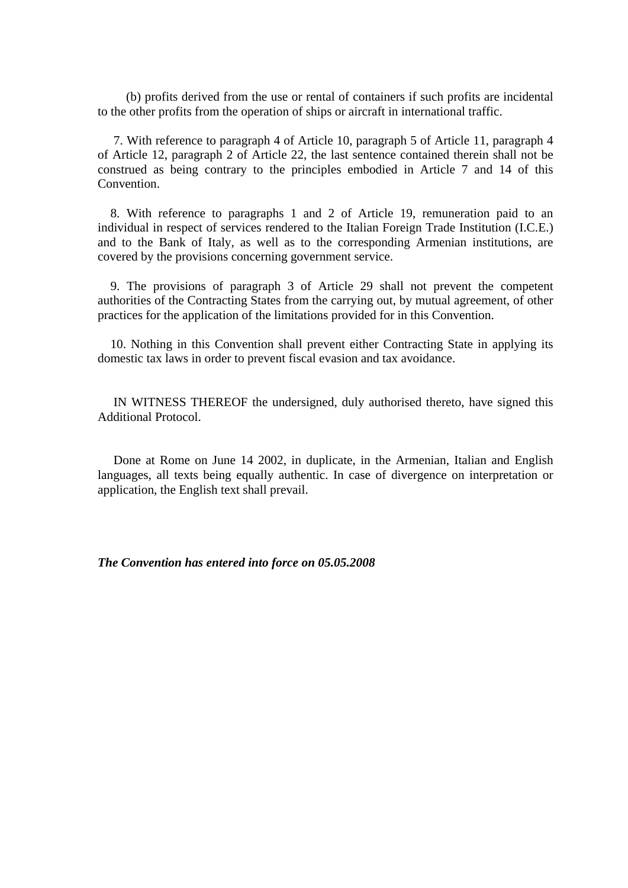(b) profits derived from the use or rental of containers if such profits are incidental to the other profits from the operation of ships or aircraft in international traffic.

7. With reference to paragraph 4 of Article 10, paragraph 5 of Article 11, paragraph 4 of Article 12, paragraph 2 of Article 22, the last sentence contained therein shall not be construed as being contrary to the principles embodied in Article 7 and 14 of this Convention.

8. With reference to paragraphs 1 and 2 of Article 19, remuneration paid to an individual in respect of services rendered to the Italian Foreign Trade Institution (I.C.E.) and to the Bank of Italy, as well as to the corresponding Armenian institutions, are covered by the provisions concerning government service.

9. The provisions of paragraph 3 of Article 29 shall not prevent the competent authorities of the Contracting States from the carrying out, by mutual agreement, of other practices for the application of the limitations provided for in this Convention.

10. Nothing in this Convention shall prevent either Contracting State in applying its domestic tax laws in order to prevent fiscal evasion and tax avoidance.

IN WITNESS THEREOF the undersigned, duly authorised thereto, have signed this Additional Protocol.

Done at Rome on June 14 2002, in duplicate, in the Armenian, Italian and English languages, all texts being equally authentic. In case of divergence on interpretation or application, the English text shall prevail.

***The Convention has entered into force on 05.05.2008***